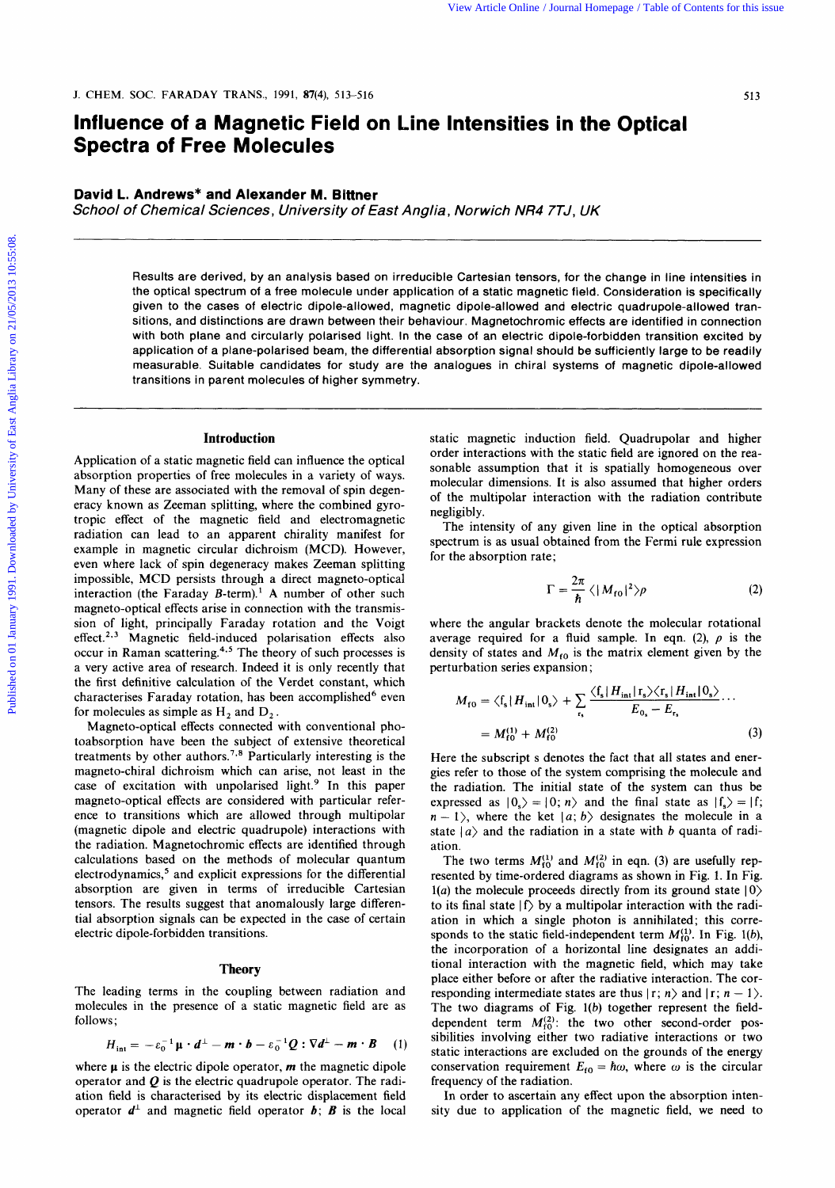# Influence of a Magnetic Field on Line Intensities in the Optical Spectra of Free Molecules

**David L. Andrews\* and Alexander M. Bittner**

*School of Chemical Sciences, University of East Anglia, Norwich NR4 7TJ, UK*

Results are derived, by an analysis based on irreducible Cartesian tensors, for the change in line intensities in the optical spectrum of a free molecule under application of a static magnetic field. Consideration is specifically given to the cases of electric dipole-allowed, magnetic dipole-allowed and electric quadrupole-allowed transitions, and distinctions are drawn between their behaviour. Magnetochromic effects are identified in connection with both plane and circularly polarised light. In the case of an electric dipole-forbidden transition excited by application of a plane-polarised beam, the differential absorption signal should be sufficiently large to be readily measurable. Suitable candidates for study are the analogues in chiral systems of magnetic dipole-allowed transitions in parent molecules of higher symmetry.

## Introduction

Application of a static magnetic field can influence the optical absorption properties of free molecules in a variety of ways. Many of these are associated with the removal of spin degeneracy known as Zeeman splitting, where the combined gyrotropic effect of the magnetic field and electromagnetic radiation can lead to an apparent chirality manifest for example in magnetic circular dichroism (MCD). However, even where lack of spin degeneracy makes Zeeman splitting impossible, MCD persists through a direct magneto-optical interaction (the Faraday $B$-term).[1] A number of other such magneto-optical effects arise in connection with the transmission of light, principally Faraday rotation and the Voigt effect.[2,3] Magnetic field-induced polarisation effects also occur in Raman scattering.[4,5] The theory of such processes is a very active area of research. Indeed it is only recently that the first definitive calculation of the Verdet constant, which characterises Faraday rotation, has been accomplished[6] even for molecules as simple as $H_2$ and $D_2$.

Magneto-optical effects connected with conventional photoabsorption have been the subject of extensive theoretical treatments by other authors.[7,8] Particularly interesting is the magneto-chiral dichroism which can arise, not least in the case of excitation with unpolarised light.[9] In this paper magneto-optical effects are considered with particular reference to transitions which are allowed through multipolar (magnetic dipole and electric quadrupole) interactions with the radiation. Magnetochromic effects are identified through calculations based on the methods of molecular quantum electrodynamics,[5] and explicit expressions for the differential absorption are given in terms of irreducible Cartesian tensors. The results suggest that anomalously large differential absorption signals can be expected in the case of certain electric dipole-forbidden transitions.

## Theory

The leading terms in the coupling between radiation and molecules in the presence of a static magnetic field are as follows;

$$H_{\text{int}} = -\varepsilon_0^{-1}\boldsymbol{\mu}\cdot\boldsymbol{d}^{\perp} - \boldsymbol{m}\cdot\boldsymbol{b} - \varepsilon_0^{-1}\boldsymbol{Q}:\nabla\boldsymbol{d}^{\perp} - \boldsymbol{m}\cdot\boldsymbol{B} \tag{1}$$

where $\boldsymbol{\mu}$ is the electric dipole operator, $\boldsymbol{m}$ the magnetic dipole operator and $\boldsymbol{Q}$ is the electric quadrupole operator. The radiation field is characterised by its electric displacement field operator $\boldsymbol{d}^{\perp}$ and magnetic field operator $\boldsymbol{b}$; $\boldsymbol{B}$ is the local static magnetic induction field. Quadrupolar and higher order interactions with the static field are ignored on the reasonable assumption that it is spatially homogeneous over molecular dimensions. It is also assumed that higher orders of the multipolar interaction with the radiation contribute negligibly.

The intensity of any given line in the optical absorption spectrum is as usual obtained from the Fermi rule expression for the absorption rate;

$$\Gamma = \frac{2\pi}{\hbar}\langle |M_{\text{f0}}|^2\rangle\rho \tag{2}$$

where the angular brackets denote the molecular rotational average required for a fluid sample. In eqn. (2), $\rho$ is the density of states and $M_{\text{f0}}$ is the matrix element given by the perturbation series expansion;

$$M_{\text{f0}} = \langle \text{f}_\text{s}|H_{\text{int}}|0_\text{s}\rangle + \sum_{\text{r}_\text{s}} \frac{\langle \text{f}_\text{s}|H_{\text{int}}|\text{r}_\text{s}\rangle\langle \text{r}_\text{s}|H_{\text{int}}|0_\text{s}\rangle}{E_{0_\text{s}} - E_{\text{r}_\text{s}}}\cdots$$
$$= M_{\text{f0}}^{(1)} + M_{\text{f0}}^{(2)} \tag{3}$$

Here the subscript s denotes the fact that all states and energies refer to those of the system comprising the molecule and the radiation. The initial state of the system can thus be expressed as $|0_\text{s}\rangle = |0; n\rangle$ and the final state as $|\text{f}_\text{s}\rangle = |\text{f}; n-1\rangle$, where the ket $|a; b\rangle$ designates the molecule in a state $|a\rangle$ and the radiation in a state with $b$ quanta of radiation.

The two terms $M_{\text{f0}}^{(1)}$ and $M_{\text{f0}}^{(2)}$ in eqn. (3) are usefully represented by time-ordered diagrams as shown in Fig. 1. In Fig. 1(*a*) the molecule proceeds directly from its ground state $|0\rangle$ to its final state $|\text{f}\rangle$ by a multipolar interaction with the radiation in which a single photon is annihilated; this corresponds to the static field-independent term $M_{\text{f0}}^{(1)}$. In Fig. 1(*b*), the incorporation of a horizontal line designates an additional interaction with the magnetic field, which may take place either before or after the radiative interaction. The corresponding intermediate states are thus $|\text{r}; n\rangle$ and $|\text{r}; n-1\rangle$. The two diagrams of Fig. 1(*b*) together represent the field-dependent term $M_{\text{f0}}^{(2)}$: the two other second-order possibilities involving either two radiative interactions or two static interactions are excluded on the grounds of the energy conservation requirement $E_{\text{f0}} = \hbar\omega$, where $\omega$ is the circular frequency of the radiation.

In order to ascertain any effect upon the absorption intensity due to application of the magnetic field, we need to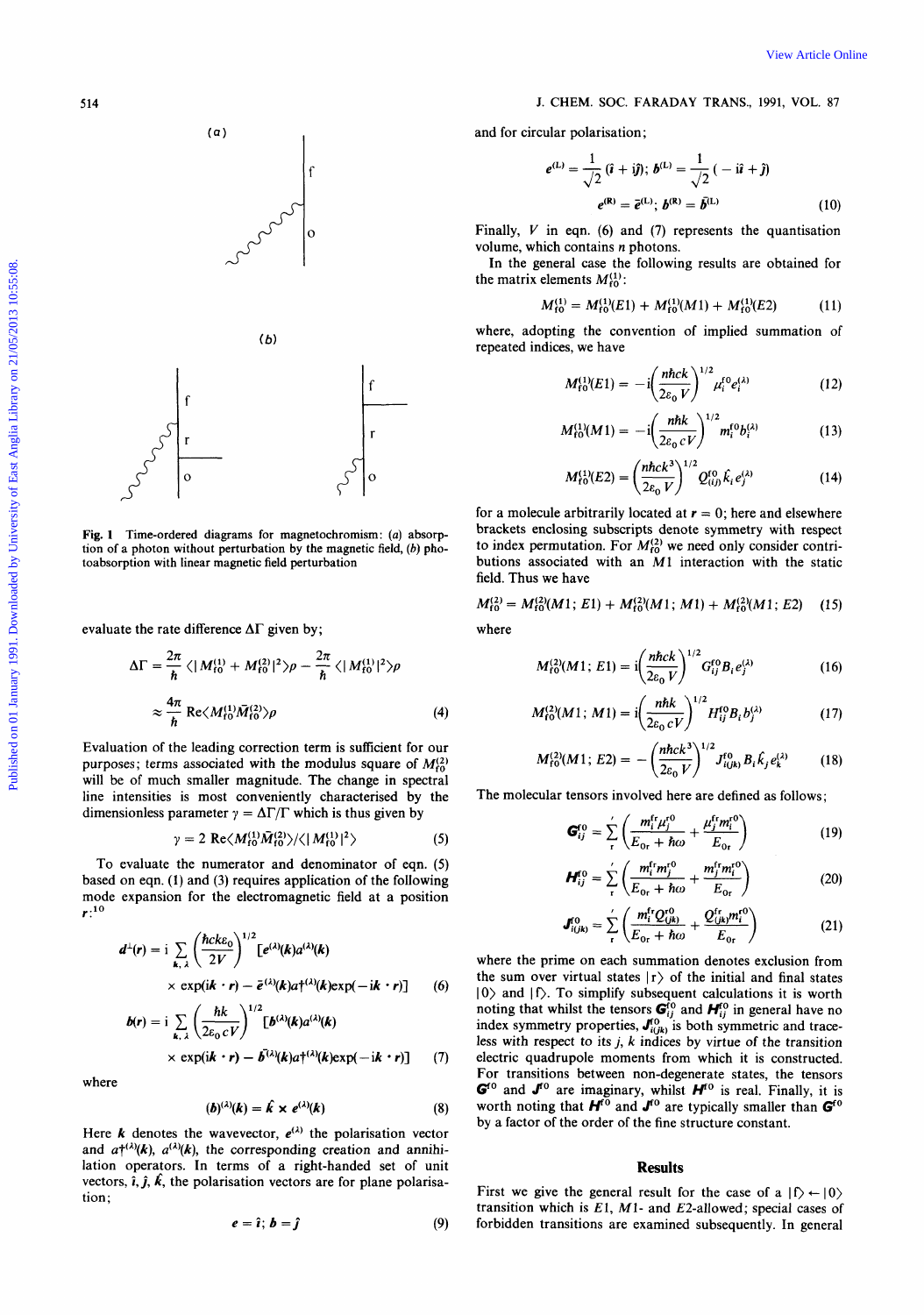Fig. 1 Time-ordered diagrams for magnetochromism: (a) absorption of a photon without perturbation by the magnetic field, (b) photoabsorption with linear magnetic field perturbation

evaluate the rate difference $\Delta\Gamma$ given by;

$$\Delta\Gamma = \frac{2\pi}{\hbar}\langle|M_{f0}^{(1)} + M_{f0}^{(2)}|^2\rangle\rho - \frac{2\pi}{\hbar}\langle|M_{f0}^{(1)}|^2\rangle\rho$$

$$\approx \frac{4\pi}{\hbar}\,\mathrm{Re}\langle M_{f0}^{(1)}\bar{M}_{f0}^{(2)}\rangle\rho \tag{4}$$

Evaluation of the leading correction term is sufficient for our purposes; terms associated with the modulus square of $M_{f0}^{(2)}$ will be of much smaller magnitude. The change in spectral line intensities is most conveniently characterised by the dimensionless parameter $\gamma = \Delta\Gamma/\Gamma$ which is thus given by

$$\gamma = 2\,\mathrm{Re}\langle M_{f0}^{(1)}\bar{M}_{f0}^{(2)}\rangle/\langle|M_{f0}^{(1)}|^2\rangle \tag{5}$$

To evaluate the numerator and denominator of eqn. (5) based on eqn. (1) and (3) requires application of the following mode expansion for the electromagnetic field at a position $\boldsymbol{r}$:[10]

$$\boldsymbol{d}^{\perp}(\boldsymbol{r}) = \mathrm{i}\sum_{\boldsymbol{k},\lambda}\left(\frac{\hbar c k \varepsilon_0}{2V}\right)^{1/2}[\boldsymbol{e}^{(\lambda)}(\boldsymbol{k})a^{(\lambda)}(\boldsymbol{k}) \times \exp(\mathrm{i}\boldsymbol{k}\cdot\boldsymbol{r}) - \bar{\boldsymbol{e}}^{(\lambda)}(\boldsymbol{k})a^{\dagger(\lambda)}(\boldsymbol{k})\exp(-\mathrm{i}\boldsymbol{k}\cdot\boldsymbol{r})] \tag{6}$$

$$\boldsymbol{b}(\boldsymbol{r}) = \mathrm{i}\sum_{\boldsymbol{k},\lambda}\left(\frac{\hbar k}{2\varepsilon_0 c V}\right)^{1/2}[\boldsymbol{b}^{(\lambda)}(\boldsymbol{k})a^{(\lambda)}(\boldsymbol{k}) \times \exp(\mathrm{i}\boldsymbol{k}\cdot\boldsymbol{r}) - \bar{\boldsymbol{b}}^{(\lambda)}(\boldsymbol{k})a^{\dagger(\lambda)}(\boldsymbol{k})\exp(-\mathrm{i}\boldsymbol{k}\cdot\boldsymbol{r})] \tag{7}$$

where

$$(\boldsymbol{b})^{(\lambda)}(\boldsymbol{k}) = \hat{\boldsymbol{k}} \times \boldsymbol{e}^{(\lambda)}(\boldsymbol{k}) \tag{8}$$

Here $\boldsymbol{k}$ denotes the wavevector, $\boldsymbol{e}^{(\lambda)}$ the polarisation vector and $a^{\dagger(\lambda)}(\boldsymbol{k})$, $a^{(\lambda)}(\boldsymbol{k})$, the corresponding creation and annihilation operators. In terms of a right-handed set of unit vectors, $\hat{\boldsymbol{i}}, \hat{\boldsymbol{j}}, \hat{\boldsymbol{k}}$, the polarisation vectors are for plane polarisation;

$$\boldsymbol{e} = \hat{\boldsymbol{i}};\ \boldsymbol{b} = \hat{\boldsymbol{j}} \tag{9}$$

and for circular polarisation;

$$\boldsymbol{e}^{(L)} = \frac{1}{\sqrt{2}}(\hat{\boldsymbol{i}} + \mathrm{i}\hat{\boldsymbol{j}});\ \boldsymbol{b}^{(L)} = \frac{1}{\sqrt{2}}(-\mathrm{i}\hat{\boldsymbol{i}} + \hat{\boldsymbol{j}})$$

$$\boldsymbol{e}^{(R)} = \bar{\boldsymbol{e}}^{(L)};\ \boldsymbol{b}^{(R)} = \bar{\boldsymbol{b}}^{(L)} \tag{10}$$

Finally, $V$ in eqn. (6) and (7) represents the quantisation volume, which contains $n$ photons.

In the general case the following results are obtained for the matrix elements $M_{f0}^{(1)}$:

$$M_{f0}^{(1)} = M_{f0}^{(1)}(E1) + M_{f0}^{(1)}(M1) + M_{f0}^{(1)}(E2) \tag{11}$$

where, adopting the convention of implied summation of repeated indices, we have

$$M_{f0}^{(1)}(E1) = -\mathrm{i}\left(\frac{n\hbar c k}{2\varepsilon_0 V}\right)^{1/2}\mu_i^{f0}e_i^{(\lambda)} \tag{12}$$

$$M_{f0}^{(1)}(M1) = -\mathrm{i}\left(\frac{n\hbar k}{2\varepsilon_0 c V}\right)^{1/2}m_i^{f0}b_i^{(\lambda)} \tag{13}$$

$$M_{f0}^{(1)}(E2) = \left(\frac{n\hbar c k^3}{2\varepsilon_0 V}\right)^{1/2}Q_{(ij)}^{f0}\hat{k}_i e_j^{(\lambda)} \tag{14}$$

for a molecule arbitrarily located at $\boldsymbol{r} = 0$; here and elsewhere brackets enclosing subscripts denote symmetry with respect to index permutation. For $M_{f0}^{(2)}$ we need only consider contributions associated with an $M1$ interaction with the static field. Thus we have

$$M_{f0}^{(2)} = M_{f0}^{(2)}(M1;E1) + M_{f0}^{(2)}(M1;M1) + M_{f0}^{(2)}(M1;E2) \tag{15}$$

where

$$M_{f0}^{(2)}(M1;E1) = \mathrm{i}\left(\frac{n\hbar c k}{2\varepsilon_0 V}\right)^{1/2}G_{ij}^{f0}B_i e_j^{(\lambda)} \tag{16}$$

$$M_{f0}^{(2)}(M1;M1) = \mathrm{i}\left(\frac{n\hbar k}{2\varepsilon_0 c V}\right)^{1/2}H_{ij}^{f0}B_i b_j^{(\lambda)} \tag{17}$$

$$M_{f0}^{(2)}(M1;E2) = -\left(\frac{n\hbar c k^3}{2\varepsilon_0 V}\right)^{1/2}J_{i(jk)}^{f0}B_i\hat{k}_j e_k^{(\lambda)} \tag{18}$$

The molecular tensors involved here are defined as follows;

$$\boldsymbol{G}_{ij}^{f0} = \sum_r{}'\left(\frac{m_i^{fr}\mu_j^{r0}}{E_{0r} + \hbar\omega} + \frac{\mu_j^{fr}m_i^{r0}}{E_{0r}}\right) \tag{19}$$

$$\boldsymbol{H}_{ij}^{f0} = \sum_r{}'\left(\frac{m_i^{fr}m_j^{r0}}{E_{0r} + \hbar\omega} + \frac{m_j^{fr}m_i^{r0}}{E_{0r}}\right) \tag{20}$$

$$\boldsymbol{J}_{i(jk)}^{f0} = \sum_r{}'\left(\frac{m_i^{fr}Q_{(jk)}^{r0}}{E_{0r} + \hbar\omega} + \frac{Q_{(jk)}^{fr}m_i^{r0}}{E_{0r}}\right) \tag{21}$$

where the prime on each summation denotes exclusion from the sum over virtual states $|r\rangle$ of the initial and final states $|0\rangle$ and $|f\rangle$. To simplify subsequent calculations it is worth noting that whilst the tensors $\boldsymbol{G}_{ij}^{f0}$ and $\boldsymbol{H}_{ij}^{f0}$ in general have no index symmetry properties, $\boldsymbol{J}_{i(jk)}^{f0}$ is both symmetric and traceless with respect to its $j, k$ indices by virtue of the transition electric quadrupole moments from which it is constructed. For transitions between non-degenerate states, the tensors $\boldsymbol{G}^{f0}$ and $\boldsymbol{J}^{f0}$ are imaginary, whilst $\boldsymbol{H}^{f0}$ is real. Finally, it is worth noting that $\boldsymbol{H}^{f0}$ and $\boldsymbol{J}^{f0}$ are typically smaller than $\boldsymbol{G}^{f0}$ by a factor of the order of the fine structure constant.

## Results

First we give the general result for the case of a $|f\rangle \leftarrow |0\rangle$ transition which is $E1$, $M1$- and $E2$-allowed; special cases of forbidden transitions are examined subsequently. In general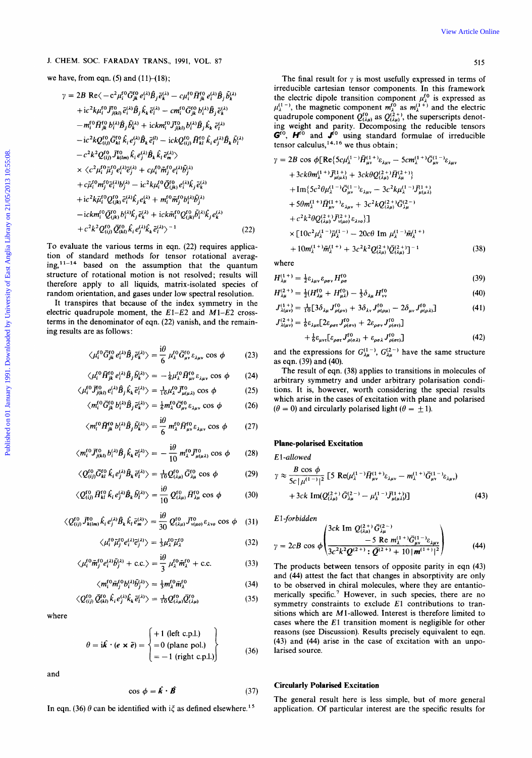we have, from eqn. (5) and (11)–(18);

$$\gamma = 2B\ \mathrm{Re}\langle -c^2\mu_i^{f0}\bar{G}_{jk}^{f0}e_i^{(\lambda)}\hat{B}_j\bar{e}_k^{(\lambda)} - c\mu_i^{f0}\bar{H}_{jk}^{f0}e_i^{(\lambda)}\hat{B}_j\bar{b}_k^{(\lambda)}$$
$$+ ic^2k\mu_i^{f0}\bar{J}_{j(kl)}^{f0}\bar{e}_i^{(\lambda)}\hat{B}_j\hat{k}_k\bar{e}_l^{(\lambda)} - cm_i^{f0}\bar{G}_{jk}^{f0}b_i^{(\lambda)}\hat{B}_j\bar{e}_k^{(\lambda)}$$
$$- m_i^{f0}\bar{H}_{jk}^{f0}b_i^{(\lambda)}\hat{B}_j\bar{b}_k^{(\lambda)} + ickm_i^{f0}\bar{J}_{j(kl)}^{f0}b_i^{(\lambda)}\hat{B}_j\hat{k}_k\bar{e}_l^{(\lambda)}$$
$$- ic^2kQ_{(ij)}^{f0}\bar{G}_{kl}^{f0}\hat{k}_ie_j^{(\lambda)}\hat{B}_k\bar{e}_l^{(l)} - ickQ_{(ij)}^{f0}\bar{H}_{kl}^{f0}\hat{k}_ie_j^{(\lambda)}\hat{B}_k\bar{b}_l^{(\lambda)}$$
$$- c^2k^2Q_{(ij)}^{f0}\bar{J}_{k(lm)}^{f0}\hat{k}_ie_j^{(\lambda)}\hat{B}_k\hat{k}_l\bar{e}_m^{(\lambda)}\rangle$$
$$\times\langle c^2\mu_i^{f0}\bar{\mu}_j^{f0}e_i^{(\lambda)}\bar{e}_j^{(\lambda)} + c\mu_i^{f0}\bar{m}_j^{f0}e_i^{(\lambda)}\bar{b}_j^{(\lambda)}$$
$$+ c\bar{\mu}_i^{f0}m_j^{f0}\bar{e}_i^{(\lambda)}b_j^{(\lambda)} - ic^2k\mu_i^{f0}\bar{Q}_{(jk)}^{f0}e_i^{(\lambda)}\hat{k}_j\bar{e}_k^{(\lambda)}$$
$$+ ic^2k\bar{\mu}_i^{f0}Q_{(jk)}^{f0}\bar{e}_i^{(\lambda)}\hat{k}_je_k^{(\lambda)} + m_i^{f0}\bar{m}_j^{f0}b_i^{(\lambda)}\bar{b}_j^{(\lambda)}$$
$$- ickm_i^{f0}\bar{Q}_{(jk)}^{f0}b_i^{(\lambda)}\hat{k}_j\bar{e}_k^{(\lambda)} + ick\bar{m}_i^{f0}Q_{(jk)}^{f0}\bar{b}_i^{(\lambda)}\hat{k}_je_k^{(\lambda)}$$
$$+ c^2k^2Q_{(ij)}^{f0}\bar{Q}_{(kl)}^{f0}\hat{k}_ie_j^{(\lambda)}\hat{k}_k\bar{e}_l^{(\lambda)}\rangle^{-1} \quad (22)$$

To evaluate the various terms in eqn. (22) requires application of standard methods for tensor rotational averaging,[11–14] based on the assumption that the quantum structure of rotational motion is not resolved; results will therefore apply to all liquids, matrix-isolated species of random orientation, and gases under low spectral resolution.

It transpires that because of the index symmetry in the electric quadrupole moment, the $E1$–$E2$ and $M1$–$E2$ cross-terms in the denominator of eqn. (22) vanish, and the remaining results are as follows:

$$\langle\mu_i^{f0}\bar{G}_{jk}^{f0}e_i^{(\lambda)}\hat{B}_j\bar{e}_k^{(\lambda)}\rangle = \frac{i\theta}{6}\mu_\lambda^{f0}\bar{G}_{\mu\nu}^{f0}\varepsilon_{\lambda\mu\nu}\cos\phi \quad (23)$$

$$\langle\mu_i^{f0}\bar{H}_{jk}^{f0}e_i^{(\lambda)}\hat{B}_j\bar{b}_k^{(\lambda)}\rangle = -\tfrac{1}{6}\mu_\lambda^{f0}\bar{H}_{\mu\nu}^{f0}\varepsilon_{\lambda\mu\nu}\cos\phi \quad (24)$$

$$\langle\mu_i^{f0}\bar{J}_{j(kl)}^{f0}e_i^{(\lambda)}\hat{B}_j\hat{k}_k\bar{e}_l^{(\lambda)}\rangle = \tfrac{1}{10}\mu_\lambda^{f0}\bar{J}_{\mu(\mu\lambda)}^{f0}\cos\phi \quad (25)$$

$$\langle m_i^{f0}\bar{G}_{jk}^{f0}b_i^{(\lambda)}\hat{B}_j\bar{e}_k^{(\lambda)}\rangle = \tfrac{1}{6}m_\lambda^{f0}\bar{G}_{\mu\nu}^{f0}\varepsilon_{\lambda\mu\nu}\cos\phi \quad (26)$$

$$\langle m_i^{f0}\bar{H}_{jk}^{f0}b_i^{(\lambda)}\hat{B}_j\bar{b}_k^{(\lambda)}\rangle = \frac{i\theta}{6}m_\lambda^{f0}\bar{H}_{\mu\nu}^{f0}\varepsilon_{\lambda\mu\nu}\cos\phi \quad (27)$$

$$\langle m_i^{f0}\bar{J}_{j(kl)}^{f0}b_i^{(\lambda)}\hat{B}_j\hat{k}_k\bar{e}_l^{(\lambda)}\rangle = -\frac{i\theta}{10}m_\lambda^{f0}\bar{J}_{\mu(\mu\lambda)}^{f0}\cos\phi \quad (28)$$

$$\langle Q_{(ij)}^{f0}\bar{G}_{kl}^{f0}\hat{k}_ie_j^{(\lambda)}\hat{B}_k\bar{e}_l^{(\lambda)}\rangle = \tfrac{1}{10}Q_{(\lambda\mu)}^{f0}\bar{G}_{\lambda\mu}^{f0}\cos\phi \quad (29)$$

$$\langle Q_{(ij)}^{f0}\bar{H}_{kl}^{f0}\hat{k}_ie_j^{(\lambda)}\hat{B}_k\bar{b}_l^{(\lambda)}\rangle = \frac{i\theta}{10}Q_{(\lambda\mu)}^{f0}\bar{H}_{\lambda\mu}^{f0}\cos\phi \quad (30)$$

$$\langle Q_{(ij)}^{f0}\bar{J}_{k(lm)}^{f0}\hat{k}_ie_j^{(\lambda)}\hat{B}_k\hat{k}_l\bar{e}_m^{(\lambda)}\rangle = \frac{i\theta}{30}Q_{(\lambda\mu)}^{f0}\bar{J}_{\nu(\mu o)}^{f0}\varepsilon_{\lambda\nu o}\cos\phi \quad (31)$$

$$\langle\mu_i^{f0}\bar{\mu}_j^{f0}e_i^{(\lambda)}\bar{e}_j^{(\lambda)}\rangle = \tfrac{1}{3}\mu_\lambda^{f0}\bar{\mu}_\lambda^{f0} \quad (32)$$

$$\langle\mu_i^{f0}\bar{m}_j^{f0}e_i^{(\lambda)}\bar{b}_j^{(\lambda)} + \text{c.c.}\rangle = \frac{i\theta}{3}\mu_\lambda^{f0}\bar{m}_\lambda^{f0} + \text{c.c.} \quad (33)$$

$$\langle m_i^{f0}\bar{m}_j^{f0}b_i^{(\lambda)}\bar{b}_j^{(\lambda)}\rangle = \tfrac{1}{3}m_\lambda^{f0}\bar{m}_\lambda^{f0} \quad (34)$$

$$\langle Q_{(ij)}^{f0}\bar{Q}_{(kl)}^{f0}\hat{k}_ie_j^{(\lambda)}\hat{k}_k\bar{e}_l^{(\lambda)}\rangle = \tfrac{1}{10}Q_{(\lambda\mu)}^{f0}\bar{Q}_{(\lambda\mu)}^{f0} \quad (35)$$

where

$$\theta = i\hat{\boldsymbol{k}}\cdot(\boldsymbol{e}\times\bar{\boldsymbol{e}}) = \begin{cases} +1 \text{ (left c.p.l.)} \\ = 0 \text{ (plane pol.)} \\ = -1 \text{ (right c.p.l.)} \end{cases} \quad (36)$$

and

$$\cos\phi = \hat{\boldsymbol{k}}\cdot\hat{\boldsymbol{B}} \quad (37)$$

In eqn. (36) $\theta$ can be identified with $i\xi$ as defined elsewhere.[15]

The final result for $\gamma$ is most usefully expressed in terms of irreducible cartesian tensor components. In this framework the electric dipole transition component $\mu_\lambda^{f0}$ is expressed as $\mu_\lambda^{(1-)}$, the magnetic component $m_\lambda^{f0}$ as $m_\lambda^{(1+)}$ and the electric quadrupole component $Q_{(\lambda\mu)}^{f0}$ as $Q_{(\lambda\mu)}^{(2+)}$, the superscripts denoting weight and parity. Decomposing the reducible tensors $\boldsymbol{G}^{f0}$, $\boldsymbol{H}^{f0}$ and $\boldsymbol{J}^{f0}$ using standard formulae of irreducible tensor calculus,[14,16] we thus obtain;

$$\gamma = 2B\cos\phi[\mathrm{Re}\{5c\mu_\lambda^{(1-)}\bar{H}_{\mu\nu}^{(1+)}\varepsilon_{\lambda\mu\nu} - 5cm_\lambda^{(1+)}\bar{G}_{\mu\nu}^{(1-)}\varepsilon_{\lambda\mu\nu}$$
$$+ 3ck\theta m_\lambda^{(1+)}\bar{J}_{\mu(\mu\lambda)}^{(1+)} + 3ck\theta Q_{(\lambda\mu)}^{(2+)}\bar{H}_{\lambda\mu}^{(2+)}\}$$
$$+ \mathrm{Im}\{5c^2\theta\mu_\lambda^{(1-)}\bar{G}_{\mu\nu}^{(1-)}\varepsilon_{\lambda\mu\nu} - 3c^2k\mu_\lambda^{(1-)}\bar{J}_{\mu(\mu\lambda)}^{(1+)}$$
$$+ 5\theta m_\lambda^{(1+)}\bar{H}_{\mu\nu}^{(1+)}\varepsilon_{\lambda\mu\nu} + 3c^2kQ_{(\lambda\mu)}^{(2+)}\bar{G}_{\lambda\mu}^{(2-)}$$
$$+ c^2k^2\theta Q_{(\lambda\mu)}^{(2+)}\bar{J}_{\nu(\mu o)}^{(2+)}\varepsilon_{\lambda\nu o}\}]$$
$$\times[10c^2\mu_\lambda^{(1-)}\bar{\mu}_\lambda^{(1-)} - 20c\theta\ \mathrm{Im}\ \mu_\lambda^{(1-)}\bar{m}_\lambda^{(1+)}$$
$$+ 10m_\lambda^{(1+)}\bar{m}_\lambda^{(1+)} + 3c^2k^2Q_{(\lambda\mu)}^{(2+)}\bar{Q}_{(\lambda\mu)}^{(2+)}]^{-1} \quad (38)$$

where

$$H_{\lambda\mu}^{(1+)} = \tfrac{1}{2}\varepsilon_{\lambda\mu\nu}\varepsilon_{\rho\sigma\nu}H_{\rho\sigma}^{f0} \quad (39)$$

$$H_{\lambda\mu}^{(2+)} = \tfrac{1}{2}(H_{\lambda\mu}^{f0} + H_{\mu\lambda}^{f0}) - \tfrac{1}{3}\delta_{\lambda\mu}H_{\nu\nu}^{f0} \quad (40)$$

$$J_{\lambda(\mu\nu)}^{(1+)} = \tfrac{1}{10}[3\delta_{\lambda\mu}J_{\rho(\rho\nu)}^{f0} + 3\delta_{\lambda\nu}J_{\rho(\rho\mu)}^{f0} - 2\delta_{\mu\nu}J_{\rho(\rho\lambda)}^{f0}] \quad (41)$$

$$J_{\lambda(\mu\nu)}^{(2+)} = \tfrac{1}{6}\varepsilon_{\lambda\mu\tau}[2\varepsilon_{\rho\sigma\tau}J_{\rho(\sigma\nu)}^{f0} + 2\varepsilon_{\rho\sigma\nu}J_{\rho(\sigma\tau)}^{f0}]$$
$$+ \tfrac{1}{6}\varepsilon_{\mu\nu\tau}[\varepsilon_{\rho\sigma\tau}J_{\rho(\sigma\lambda)}^{f0} + \varepsilon_{\rho\sigma\lambda}J_{\rho(\sigma\tau)}^{f0}] \quad (42)$$

and the expressions for $G_{\lambda\mu}^{(1-)}$, $G_{\lambda\mu}^{(2-)}$ have the same structure as eqn. (39) and (40).

The result of eqn. (38) applies to transitions in molecules of arbitrary symmetry and under arbitrary polarisation conditions. It is, however, worth considering the special results which arise in the cases of excitation with plane and polarised ($\theta = 0$) and circularly polarised light ($\theta = \pm 1$).

### Plane-polarised Excitation

*E1-allowed*

$$\gamma \approx \frac{B\cos\phi}{5c|\mu^{(1-)}|^2}[5\ \mathrm{Re}(\mu_\lambda^{(1-)}\bar{H}_{\mu\nu}^{(1+)}\varepsilon_{\lambda\mu\nu} - m_\lambda^{(1+)}\bar{G}_{\mu\nu}^{(1-)}\varepsilon_{\lambda\mu\nu})$$
$$+ 3ck\ \mathrm{Im}(Q_{(\lambda\mu)}^{(2+)}\bar{G}_{\lambda\mu}^{(2-)} - \mu_\lambda^{(1-)}\bar{J}_{\mu(\mu\lambda)}^{(1+)})] \quad (43)$$

*E1-forbidden*

$$\gamma = 2cB\cos\phi\left(\frac{3ck\ \mathrm{Im}\ Q_{(\lambda\mu)}^{(2+)}\bar{G}_{\lambda\mu}^{(2-)} - 5\ \mathrm{Re}\ m_\lambda^{(1+)}\bar{G}_{\mu\nu}^{(1-)}\varepsilon_{\lambda\mu\nu}}{3c^2k^2\boldsymbol{Q}^{(2+)}:\bar{\boldsymbol{Q}}^{(2+)} + 10|\boldsymbol{m}^{(1+)}|^2}\right) \quad (44)$$

The products between tensors of opposite parity in eqn (43) and (44) attest the fact that changes in absorptivity are only to be observed in chiral molecules, where they are enantiomerically specific.[7] However, in such species, there are no symmetry constraints to exclude $E1$ contributions to transitions which are $M1$-allowed. Interest is therefore limited to cases where the $E1$ transition moment is negligible for other reasons (see Discussion). Results precisely equivalent to eqn. (43) and (44) arise in the case of excitation with an unpolarised source.

### Circularly Polarised Excitation

The general result here is less simple, but of more general application. Of particular interest are the specific results for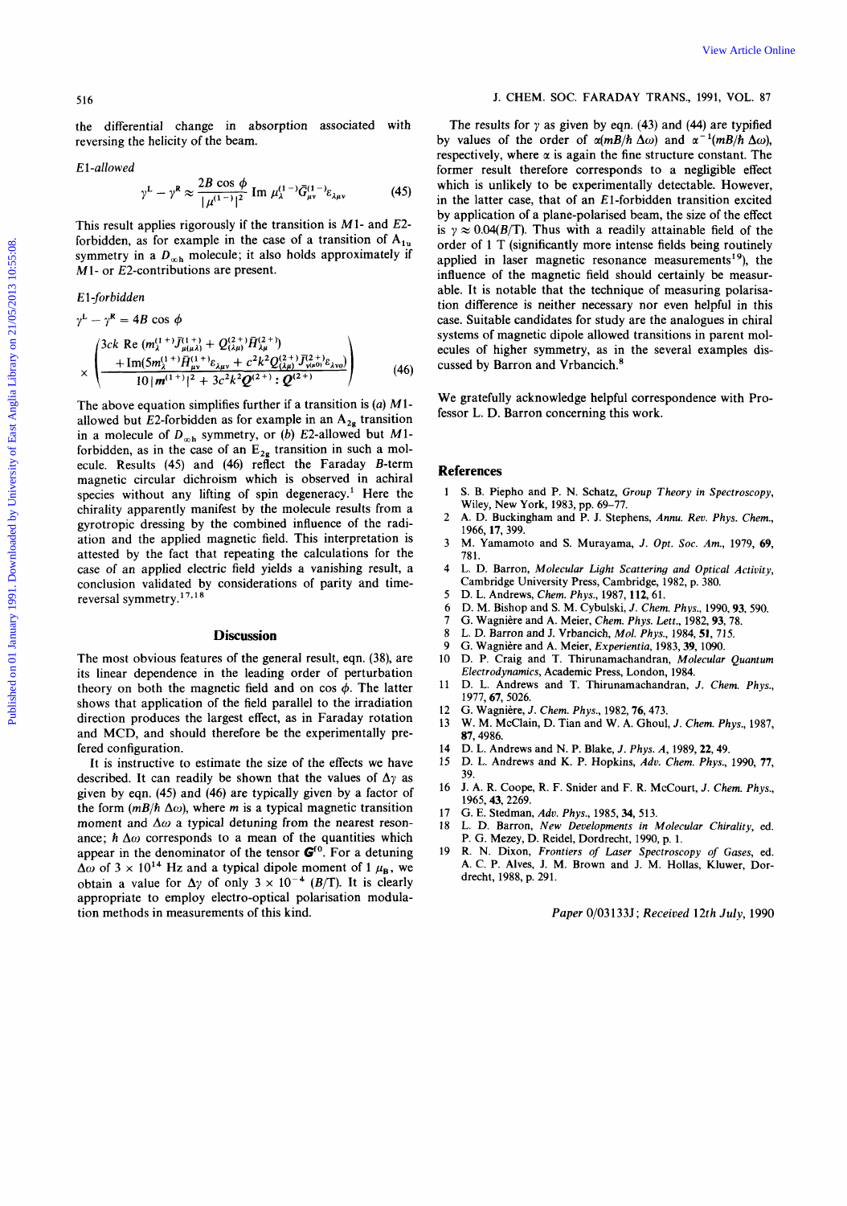the differential change in absorption associated with reversing the helicity of the beam.

*E1-allowed*

$$\gamma^{\mathrm{L}} - \gamma^{\mathrm{R}} \approx \frac{2B\cos\phi}{|\mu^{(1-)}|^2} \operatorname{Im} \mu_{\lambda}^{(1-)} \tilde{G}_{\mu\nu}^{(1-)} \varepsilon_{\lambda\mu\nu} \tag{45}$$

This result applies rigorously if the transition is $M1$- and $E2$-forbidden, as for example in the case of a transition of $A_{1u}$ symmetry in a $D_{\infty h}$ molecule; it also holds approximately if $M1$- or $E2$-contributions are present.

*E1-forbidden*

$$\gamma^{\mathrm{L}} - \gamma^{\mathrm{R}} = 4B\cos\phi$$

$$\times \left( \frac{3ck \operatorname{Re}(m_{\lambda}^{(1+)} \bar{J}_{\mu(\mu\lambda)}^{(1+)} + Q_{(\lambda\mu)}^{(2+)} \bar{H}_{\lambda\mu}^{(2+)}) + \operatorname{Im}(5m_{\lambda}^{(1+)} \bar{H}_{\mu\nu}^{(1+)} \varepsilon_{\lambda\mu\nu} + c^2k^2 Q_{(\lambda\mu)}^{(2+)} \bar{J}_{\nu(\mu\sigma)}^{(2+)} \varepsilon_{\lambda\nu\sigma})}{10\,|\boldsymbol{m}^{(1+)}|^2 + 3c^2k^2 \boldsymbol{Q}^{(2+)} : \boldsymbol{Q}^{(2+)}} \right) \tag{46}$$

The above equation simplifies further if a transition is (*a*) $M1$-allowed but $E2$-forbidden as for example in an $A_{2g}$ transition in a molecule of $D_{\infty h}$ symmetry, or (*b*) $E2$-allowed but $M1$-forbidden, as in the case of an $E_{2g}$ transition in such a molecule. Results (45) and (46) reflect the Faraday *B*-term magnetic circular dichroism which is observed in achiral species without any lifting of spin degeneracy.[1] Here the chirality apparently manifest by the molecule results from a gyrotropic dressing by the combined influence of the radiation and the applied magnetic field. This interpretation is attested by the fact that repeating the calculations for the case of an applied electric field yields a vanishing result, a conclusion validated by considerations of parity and time-reversal symmetry.[17,18]

## Discussion

The most obvious features of the general result, eqn. (38), are its linear dependence in the leading order of perturbation theory on both the magnetic field and on $\cos\phi$. The latter shows that application of the field parallel to the irradiation direction produces the largest effect, as in Faraday rotation and MCD, and should therefore be the experimentally preferred configuration.

It is instructive to estimate the size of the effects we have described. It can readily be shown that the values of $\Delta\gamma$ as given by eqn. (45) and (46) are typically given by a factor of the form $(mB/\hbar\,\Delta\omega)$, where $m$ is a typical magnetic transition moment and $\Delta\omega$ a typical detuning from the nearest resonance; $\hbar\,\Delta\omega$ corresponds to a mean of the quantities which appear in the denominator of the tensor $\boldsymbol{G}^{f0}$. For a detuning $\Delta\omega$ of $3 \times 10^{14}$ Hz and a typical dipole moment of 1 $\mu_{\mathrm{B}}$, we obtain a value for $\Delta\gamma$ of only $3 \times 10^{-4}$ $(B/\mathrm{T})$. It is clearly appropriate to employ electro-optical polarisation modulation methods in measurements of this kind.

The results for $\gamma$ as given by eqn. (43) and (44) are typified by values of the order of $\alpha(mB/\hbar\,\Delta\omega)$ and $\alpha^{-1}(mB/\hbar\,\Delta\omega)$, respectively, where $\alpha$ is again the fine structure constant. The former result therefore corresponds to a negligible effect which is unlikely to be experimentally detectable. However, in the latter case, that of an $E1$-forbidden transition excited by application of a plane-polarised beam, the size of the effect is $\gamma \approx 0.04(B/\mathrm{T})$. Thus with a readily attainable field of the order of 1 T (significantly more intense fields being routinely applied in laser magnetic resonance measurements[19]), the influence of the magnetic field should certainly be measurable. It is notable that the technique of measuring polarisation difference is neither necessary nor even helpful in this case. Suitable candidates for study are the analogues in chiral systems of magnetic dipole allowed transitions in parent molecules of higher symmetry, as in the several examples discussed by Barron and Vrbancich.[8]

We gratefully acknowledge helpful correspondence with Professor L. D. Barron concerning this work.

## References

1. S. B. Piepho and P. N. Schatz, *Group Theory in Spectroscopy*, Wiley, New York, 1983, pp. 69–77.
2. A. D. Buckingham and P. J. Stephens, *Annu. Rev. Phys. Chem.*, 1966, **17**, 399.
3. M. Yamamoto and S. Murayama, *J. Opt. Soc. Am.*, 1979, **69**, 781.
4. L. D. Barron, *Molecular Light Scattering and Optical Activity*, Cambridge University Press, Cambridge, 1982, p. 380.
5. D. L. Andrews, *Chem. Phys.*, 1987, **112**, 61.
6. D. M. Bishop and S. M. Cybulski, *J. Chem. Phys.*, 1990, **93**, 590.
7. G. Wagnière and A. Meier, *Chem. Phys. Lett.*, 1982, **93**, 78.
8. L. D. Barron and J. Vrbancich, *Mol. Phys.*, 1984, **51**, 715.
9. G. Wagnière and A. Meier, *Experientia*, 1983, **39**, 1090.
10. D. P. Craig and T. Thirunamachandran, *Molecular Quantum Electrodynamics*, Academic Press, London, 1984.
11. D. L. Andrews and T. Thirunamachandran, *J. Chem. Phys.*, 1977, **67**, 5026.
12. G. Wagnière, *J. Chem. Phys.*, 1982, **76**, 473.
13. W. M. McClain, D. Tian and W. A. Ghoul, *J. Chem. Phys.*, 1987, **87**, 4986.
14. D. L. Andrews and N. P. Blake, *J. Phys. A*, 1989, **22**, 49.
15. D. L. Andrews and K. P. Hopkins, *Adv. Chem. Phys.*, 1990, **77**, 39.
16. J. A. R. Coope, R. F. Snider and F. R. McCourt, *J. Chem. Phys.*, 1965, **43**, 2269.
17. G. E. Stedman, *Adv. Phys.*, 1985, **34**, 513.
18. L. D. Barron, *New Developments in Molecular Chirality*, ed. P. G. Mezey, D. Reidel, Dordrecht, 1990, p. 1.
19. R. N. Dixon, *Frontiers of Laser Spectroscopy of Gases*, ed. A. C. P. Alves, J. M. Brown and J. M. Hollas, Kluwer, Dordrecht, 1988, p. 291.

*Paper 0/03133J; Received 12th July, 1990*